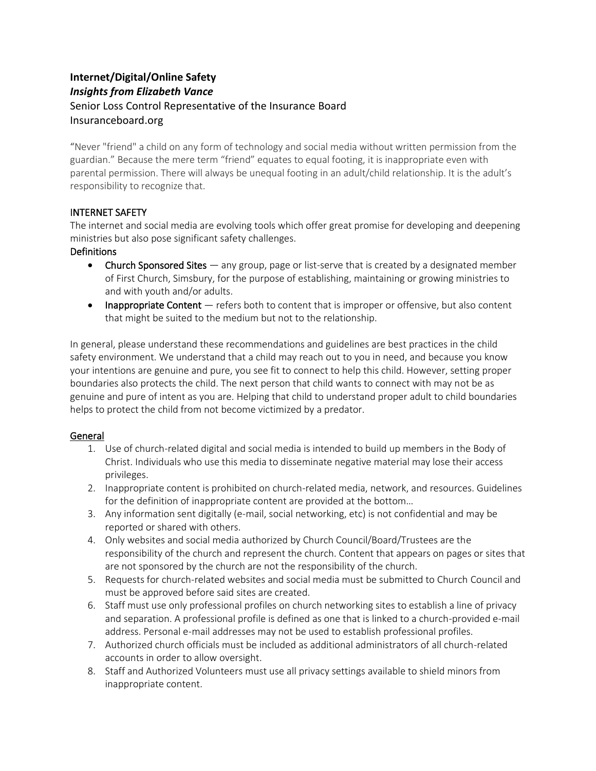**Internet/Digital/Online Safety**
***Insights from Elizabeth Vance***
Senior Loss Control Representative of the Insurance Board
Insuranceboard.org

"Never "friend" a child on any form of technology and social media without written permission from the guardian." Because the mere term "friend" equates to equal footing, it is inappropriate even with parental permission. There will always be unequal footing in an adult/child relationship. It is the adult's responsibility to recognize that.

INTERNET SAFETY
The internet and social media are evolving tools which offer great promise for developing and deepening ministries but also pose significant safety challenges.
Definitions

- Church Sponsored Sites — any group, page or list-serve that is created by a designated member of First Church, Simsbury, for the purpose of establishing, maintaining or growing ministries to and with youth and/or adults.
- Inappropriate Content — refers both to content that is improper or offensive, but also content that might be suited to the medium but not to the relationship.

In general, please understand these recommendations and guidelines are best practices in the child safety environment. We understand that a child may reach out to you in need, and because you know your intentions are genuine and pure, you see fit to connect to help this child. However, setting proper boundaries also protects the child. The next person that child wants to connect with may not be as genuine and pure of intent as you are. Helping that child to understand proper adult to child boundaries helps to protect the child from not become victimized by a predator.

General

1. Use of church-related digital and social media is intended to build up members in the Body of Christ. Individuals who use this media to disseminate negative material may lose their access privileges.
2. Inappropriate content is prohibited on church-related media, network, and resources. Guidelines for the definition of inappropriate content are provided at the bottom…
3. Any information sent digitally (e-mail, social networking, etc) is not confidential and may be reported or shared with others.
4. Only websites and social media authorized by Church Council/Board/Trustees are the responsibility of the church and represent the church. Content that appears on pages or sites that are not sponsored by the church are not the responsibility of the church.
5. Requests for church-related websites and social media must be submitted to Church Council and must be approved before said sites are created.
6. Staff must use only professional profiles on church networking sites to establish a line of privacy and separation. A professional profile is defined as one that is linked to a church-provided e-mail address. Personal e-mail addresses may not be used to establish professional profiles.
7. Authorized church officials must be included as additional administrators of all church-related accounts in order to allow oversight.
8. Staff and Authorized Volunteers must use all privacy settings available to shield minors from inappropriate content.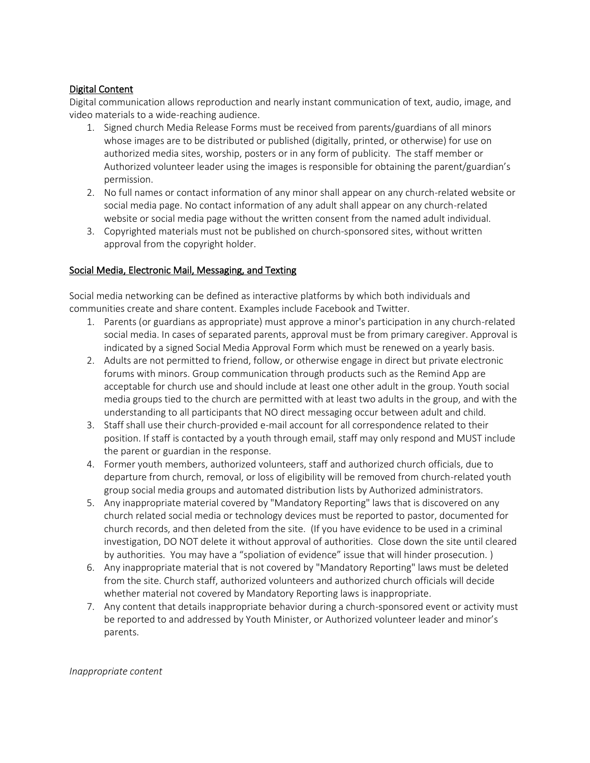## Digital Content

Digital communication allows reproduction and nearly instant communication of text, audio, image, and video materials to a wide-reaching audience.

1. Signed church Media Release Forms must be received from parents/guardians of all minors whose images are to be distributed or published (digitally, printed, or otherwise) for use on authorized media sites, worship, posters or in any form of publicity. The staff member or Authorized volunteer leader using the images is responsible for obtaining the parent/guardian's permission.
2. No full names or contact information of any minor shall appear on any church-related website or social media page. No contact information of any adult shall appear on any church-related website or social media page without the written consent from the named adult individual.
3. Copyrighted materials must not be published on church-sponsored sites, without written approval from the copyright holder.

## Social Media, Electronic Mail, Messaging, and Texting

Social media networking can be defined as interactive platforms by which both individuals and communities create and share content. Examples include Facebook and Twitter.

1. Parents (or guardians as appropriate) must approve a minor's participation in any church-related social media. In cases of separated parents, approval must be from primary caregiver. Approval is indicated by a signed Social Media Approval Form which must be renewed on a yearly basis.
2. Adults are not permitted to friend, follow, or otherwise engage in direct but private electronic forums with minors. Group communication through products such as the Remind App are acceptable for church use and should include at least one other adult in the group. Youth social media groups tied to the church are permitted with at least two adults in the group, and with the understanding to all participants that NO direct messaging occur between adult and child.
3. Staff shall use their church-provided e-mail account for all correspondence related to their position. If staff is contacted by a youth through email, staff may only respond and MUST include the parent or guardian in the response.
4. Former youth members, authorized volunteers, staff and authorized church officials, due to departure from church, removal, or loss of eligibility will be removed from church-related youth group social media groups and automated distribution lists by Authorized administrators.
5. Any inappropriate material covered by "Mandatory Reporting" laws that is discovered on any church related social media or technology devices must be reported to pastor, documented for church records, and then deleted from the site. (If you have evidence to be used in a criminal investigation, DO NOT delete it without approval of authorities. Close down the site until cleared by authorities. You may have a "spoliation of evidence" issue that will hinder prosecution. )
6. Any inappropriate material that is not covered by "Mandatory Reporting" laws must be deleted from the site. Church staff, authorized volunteers and authorized church officials will decide whether material not covered by Mandatory Reporting laws is inappropriate.
7. Any content that details inappropriate behavior during a church-sponsored event or activity must be reported to and addressed by Youth Minister, or Authorized volunteer leader and minor's parents.

*Inappropriate content*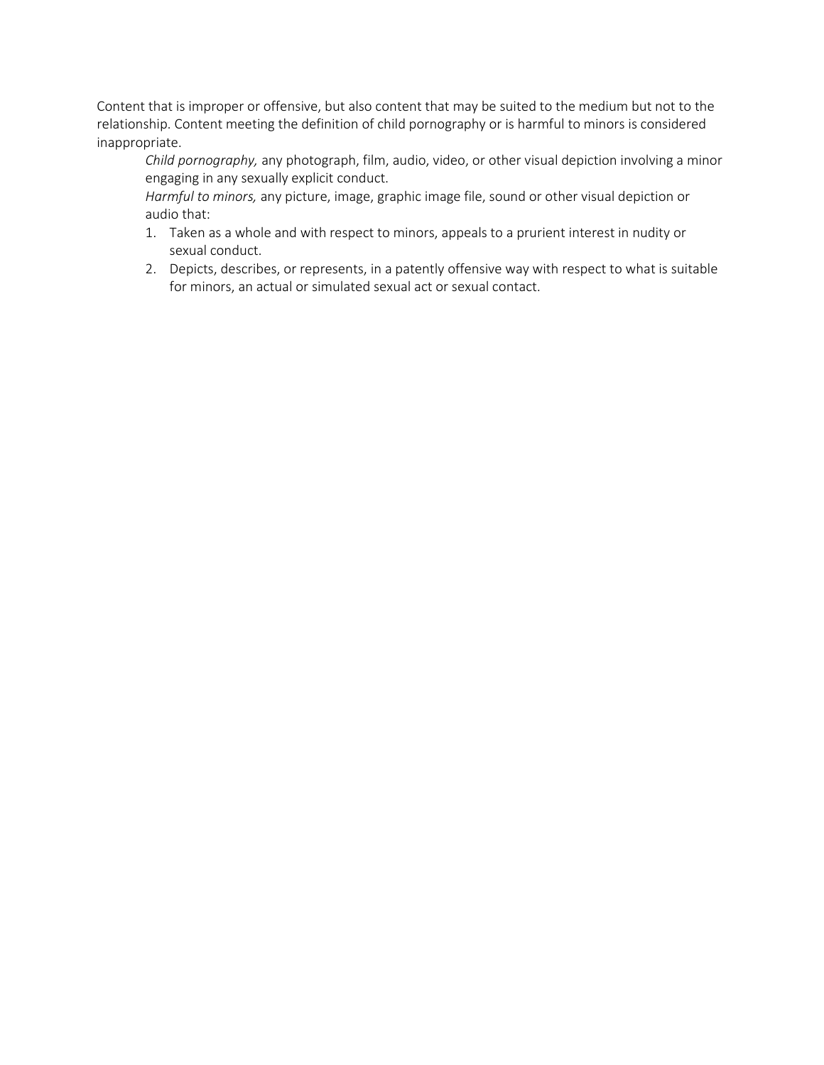Content that is improper or offensive, but also content that may be suited to the medium but not to the relationship. Content meeting the definition of child pornography or is harmful to minors is considered inappropriate.

*Child pornography,* any photograph, film, audio, video, or other visual depiction involving a minor engaging in any sexually explicit conduct.

*Harmful to minors,* any picture, image, graphic image file, sound or other visual depiction or audio that:

1. Taken as a whole and with respect to minors, appeals to a prurient interest in nudity or sexual conduct.
2. Depicts, describes, or represents, in a patently offensive way with respect to what is suitable for minors, an actual or simulated sexual act or sexual contact.